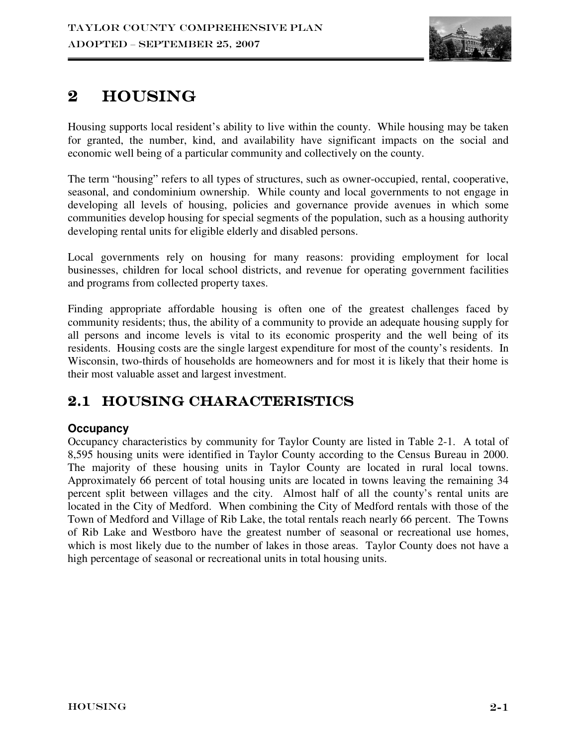# 2 HOUSING

Housing supports local resident's ability to live within the county. While housing may be taken for granted, the number, kind, and availability have significant impacts on the social and economic well being of a particular community and collectively on the county.

The term "housing" refers to all types of structures, such as owner-occupied, rental, cooperative, seasonal, and condominium ownership. While county and local governments to not engage in developing all levels of housing, policies and governance provide avenues in which some communities develop housing for special segments of the population, such as a housing authority developing rental units for eligible elderly and disabled persons.

Local governments rely on housing for many reasons: providing employment for local businesses, children for local school districts, and revenue for operating government facilities and programs from collected property taxes.

Finding appropriate affordable housing is often one of the greatest challenges faced by community residents; thus, the ability of a community to provide an adequate housing supply for all persons and income levels is vital to its economic prosperity and the well being of its residents. Housing costs are the single largest expenditure for most of the county's residents. In Wisconsin, two-thirds of households are homeowners and for most it is likely that their home is their most valuable asset and largest investment.

## 2.1 HOUSING CHARACTERISTICS

### Occupancy

Occupancy characteristics by community for Taylor County are listed in Table 2-1. A total of 8,595 housing units were identified in Taylor County according to the Census Bureau in 2000. The majority of these housing units in Taylor County are located in rural local towns. Approximately 66 percent of total housing units are located in towns leaving the remaining 34 percent split between villages and the city. Almost half of all the county's rental units are located in the City of Medford. When combining the City of Medford rentals with those of the Town of Medford and Village of Rib Lake, the total rentals reach nearly 66 percent. The Towns of Rib Lake and Westboro have the greatest number of seasonal or recreational use homes, which is most likely due to the number of lakes in those areas. Taylor County does not have a high percentage of seasonal or recreational units in total housing units.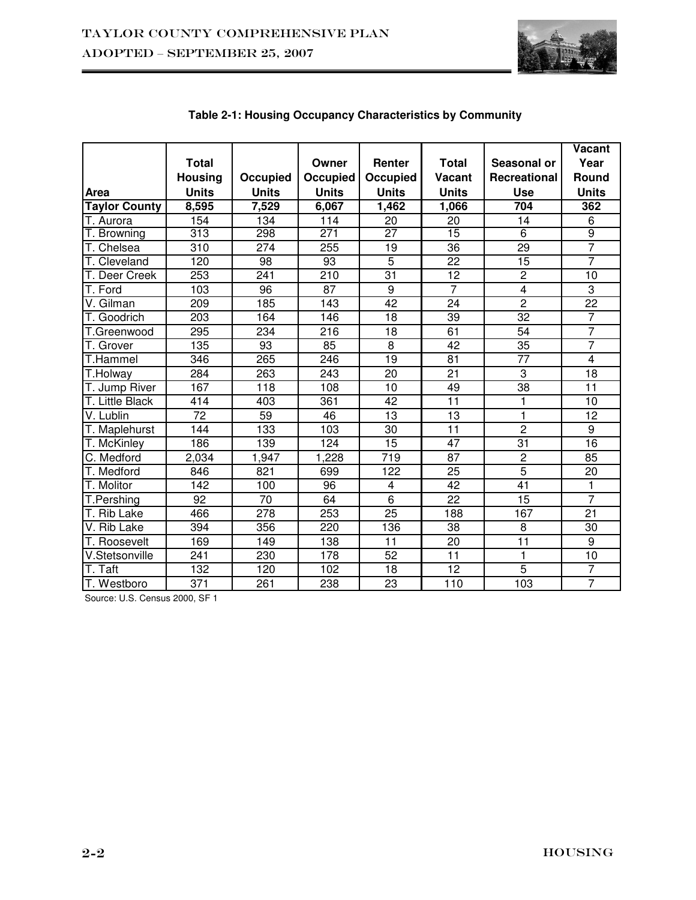**Table 2-1: Housing Occupancy Characteristics by Community**

| Area | Total Housing Units | Occupied Units | Owner Occupied Units | Renter Occupied Units | Total Vacant Units | Seasonal or Recreational Use | Vacant Year Round Units |
|---|---|---|---|---|---|---|---|
| **Taylor County** | **8,595** | **7,529** | **6,067** | **1,462** | **1,066** | **704** | **362** |
| T. Aurora | 154 | 134 | 114 | 20 | 20 | 14 | 6 |
| T. Browning | 313 | 298 | 271 | 27 | 15 | 6 | 9 |
| T. Chelsea | 310 | 274 | 255 | 19 | 36 | 29 | 7 |
| T. Cleveland | 120 | 98 | 93 | 5 | 22 | 15 | 7 |
| T. Deer Creek | 253 | 241 | 210 | 31 | 12 | 2 | 10 |
| T. Ford | 103 | 96 | 87 | 9 | 7 | 4 | 3 |
| V. Gilman | 209 | 185 | 143 | 42 | 24 | 2 | 22 |
| T. Goodrich | 203 | 164 | 146 | 18 | 39 | 32 | 7 |
| T.Greenwood | 295 | 234 | 216 | 18 | 61 | 54 | 7 |
| T. Grover | 135 | 93 | 85 | 8 | 42 | 35 | 7 |
| T.Hammel | 346 | 265 | 246 | 19 | 81 | 77 | 4 |
| T.Holway | 284 | 263 | 243 | 20 | 21 | 3 | 18 |
| T. Jump River | 167 | 118 | 108 | 10 | 49 | 38 | 11 |
| T. Little Black | 414 | 403 | 361 | 42 | 11 | 1 | 10 |
| V. Lublin | 72 | 59 | 46 | 13 | 13 | 1 | 12 |
| T. Maplehurst | 144 | 133 | 103 | 30 | 11 | 2 | 9 |
| T. McKinley | 186 | 139 | 124 | 15 | 47 | 31 | 16 |
| C. Medford | 2,034 | 1,947 | 1,228 | 719 | 87 | 2 | 85 |
| T. Medford | 846 | 821 | 699 | 122 | 25 | 5 | 20 |
| T. Molitor | 142 | 100 | 96 | 4 | 42 | 41 | 1 |
| T.Pershing | 92 | 70 | 64 | 6 | 22 | 15 | 7 |
| T. Rib Lake | 466 | 278 | 253 | 25 | 188 | 167 | 21 |
| V. Rib Lake | 394 | 356 | 220 | 136 | 38 | 8 | 30 |
| T. Roosevelt | 169 | 149 | 138 | 11 | 20 | 11 | 9 |
| V.Stetsonville | 241 | 230 | 178 | 52 | 11 | 1 | 10 |
| T. Taft | 132 | 120 | 102 | 18 | 12 | 5 | 7 |
| T. Westboro | 371 | 261 | 238 | 23 | 110 | 103 | 7 |

Source: U.S. Census 2000, SF 1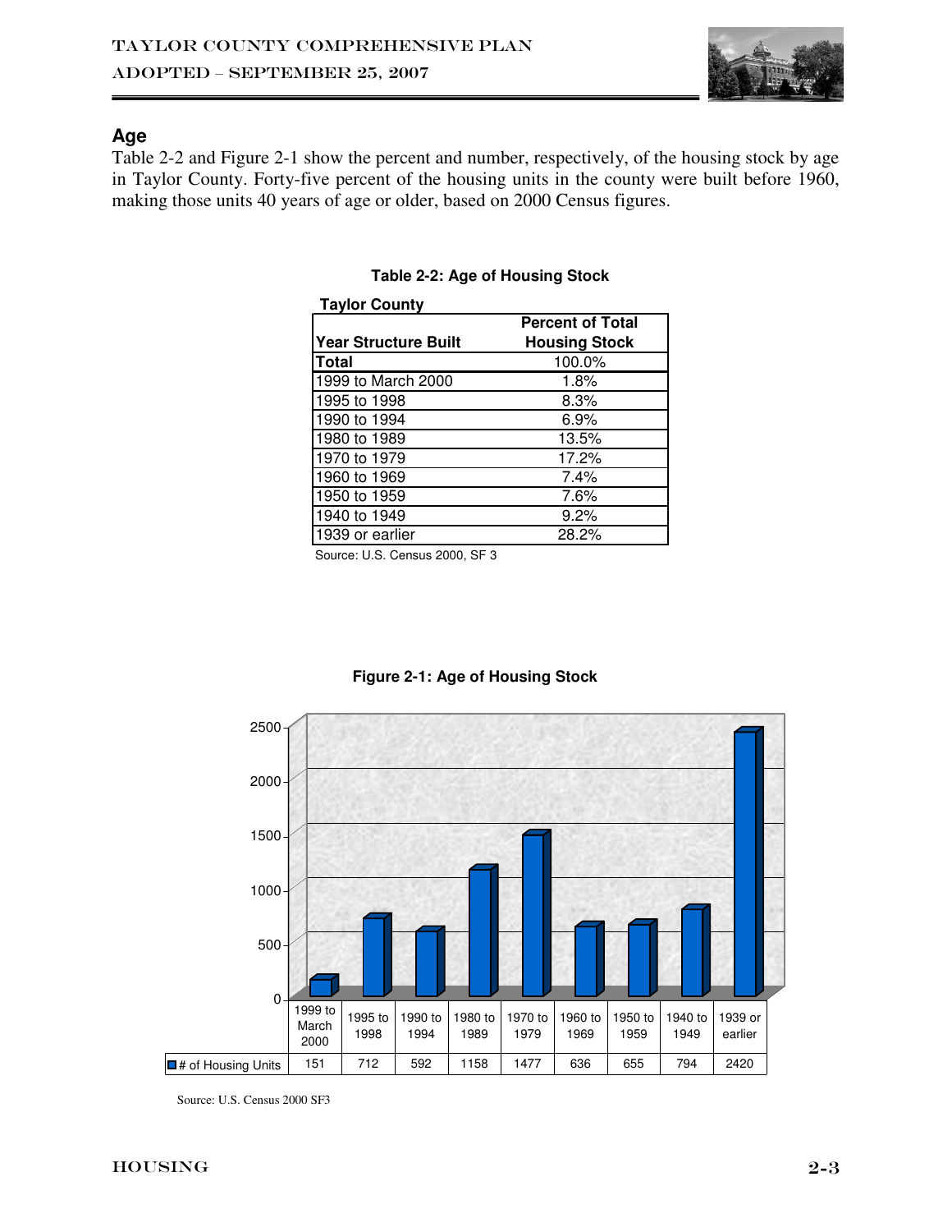## Age

Table 2-2 and Figure 2-1 show the percent and number, respectively, of the housing stock by age in Taylor County. Forty-five percent of the housing units in the county were built before 1960, making those units 40 years of age or older, based on 2000 Census figures.

**Table 2-2: Age of Housing Stock**

**Taylor County**

| Year Structure Built | Percent of Total Housing Stock |
|---|---|
| **Total** | 100.0% |
| 1999 to March 2000 | 1.8% |
| 1995 to 1998 | 8.3% |
| 1990 to 1994 | 6.9% |
| 1980 to 1989 | 13.5% |
| 1970 to 1979 | 17.2% |
| 1960 to 1969 | 7.4% |
| 1950 to 1959 | 7.6% |
| 1940 to 1949 | 9.2% |
| 1939 or earlier | 28.2% |

Source: U.S. Census 2000, SF 3

**Figure 2-1: Age of Housing Stock**

| | 1999 to March 2000 | 1995 to 1998 | 1990 to 1994 | 1980 to 1989 | 1970 to 1979 | 1960 to 1969 | 1950 to 1959 | 1940 to 1949 | 1939 or earlier |
|---|---|---|---|---|---|---|---|---|---|
| # of Housing Units | 151 | 712 | 592 | 1158 | 1477 | 636 | 655 | 794 | 2420 |

Source: U.S. Census 2000 SF3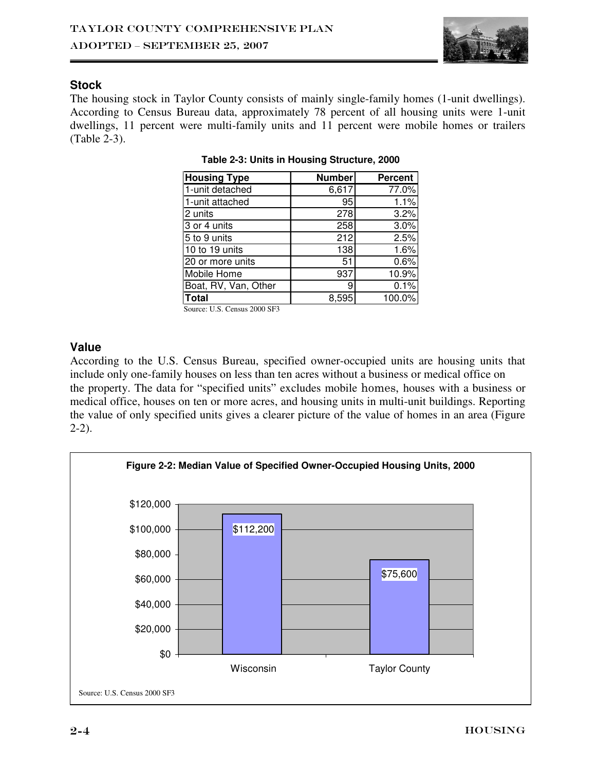## Stock

The housing stock in Taylor County consists of mainly single-family homes (1-unit dwellings). According to Census Bureau data, approximately 78 percent of all housing units were 1-unit dwellings, 11 percent were multi-family units and 11 percent were mobile homes or trailers (Table 2-3).

**Table 2-3: Units in Housing Structure, 2000**

| Housing Type | Number | Percent |
|---|---|---|
| 1-unit detached | 6,617 | 77.0% |
| 1-unit attached | 95 | 1.1% |
| 2 units | 278 | 3.2% |
| 3 or 4 units | 258 | 3.0% |
| 5 to 9 units | 212 | 2.5% |
| 10 to 19 units | 138 | 1.6% |
| 20 or more units | 51 | 0.6% |
| Mobile Home | 937 | 10.9% |
| Boat, RV, Van, Other | 9 | 0.1% |
| **Total** | 8,595 | 100.0% |

Source: U.S. Census 2000 SF3

## Value

According to the U.S. Census Bureau, specified owner-occupied units are housing units that include only one-family houses on less than ten acres without a business or medical office on the property. The data for "specified units" excludes mobile homes, houses with a business or medical office, houses on ten or more acres, and housing units in multi-unit buildings. Reporting the value of only specified units gives a clearer picture of the value of homes in an area (Figure 2-2).

**Figure 2-2: Median Value of Specified Owner-Occupied Housing Units, 2000**

| | Median Value |
|---|---|
| Wisconsin | $112,200 |
| Taylor County | $75,600 |

Source: U.S. Census 2000 SF3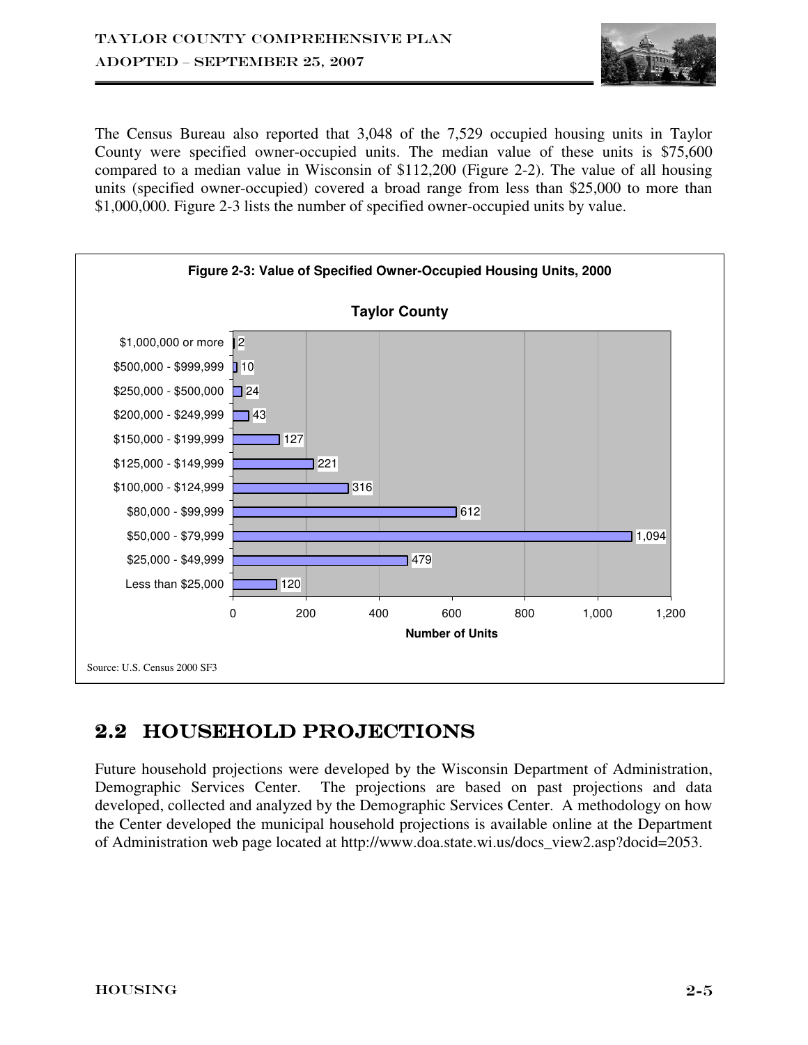The Census Bureau also reported that 3,048 of the 7,529 occupied housing units in Taylor County were specified owner-occupied units. The median value of these units is $75,600 compared to a median value in Wisconsin of $112,200 (Figure 2-2). The value of all housing units (specified owner-occupied) covered a broad range from less than $25,000 to more than $1,000,000. Figure 2-3 lists the number of specified owner-occupied units by value.

**Figure 2-3: Value of Specified Owner-Occupied Housing Units, 2000**

**Taylor County**

| Value | Number of Units |
|---|---|
| $1,000,000 or more | 2 |
| $500,000 - $999,999 | 10 |
| $250,000 - $500,000 | 24 |
| $200,000 - $249,999 | 43 |
| $150,000 - $199,999 | 127 |
| $125,000 - $149,999 | 221 |
| $100,000 - $124,999 | 316 |
| $80,000 - $99,999 | 612 |
| $50,000 - $79,999 | 1,094 |
| $25,000 - $49,999 | 479 |
| Less than $25,000 | 120 |

Source: U.S. Census 2000 SF3

## 2.2 HOUSEHOLD PROJECTIONS

Future household projections were developed by the Wisconsin Department of Administration, Demographic Services Center. The projections are based on past projections and data developed, collected and analyzed by the Demographic Services Center. A methodology on how the Center developed the municipal household projections is available online at the Department of Administration web page located at http://www.doa.state.wi.us/docs_view2.asp?docid=2053.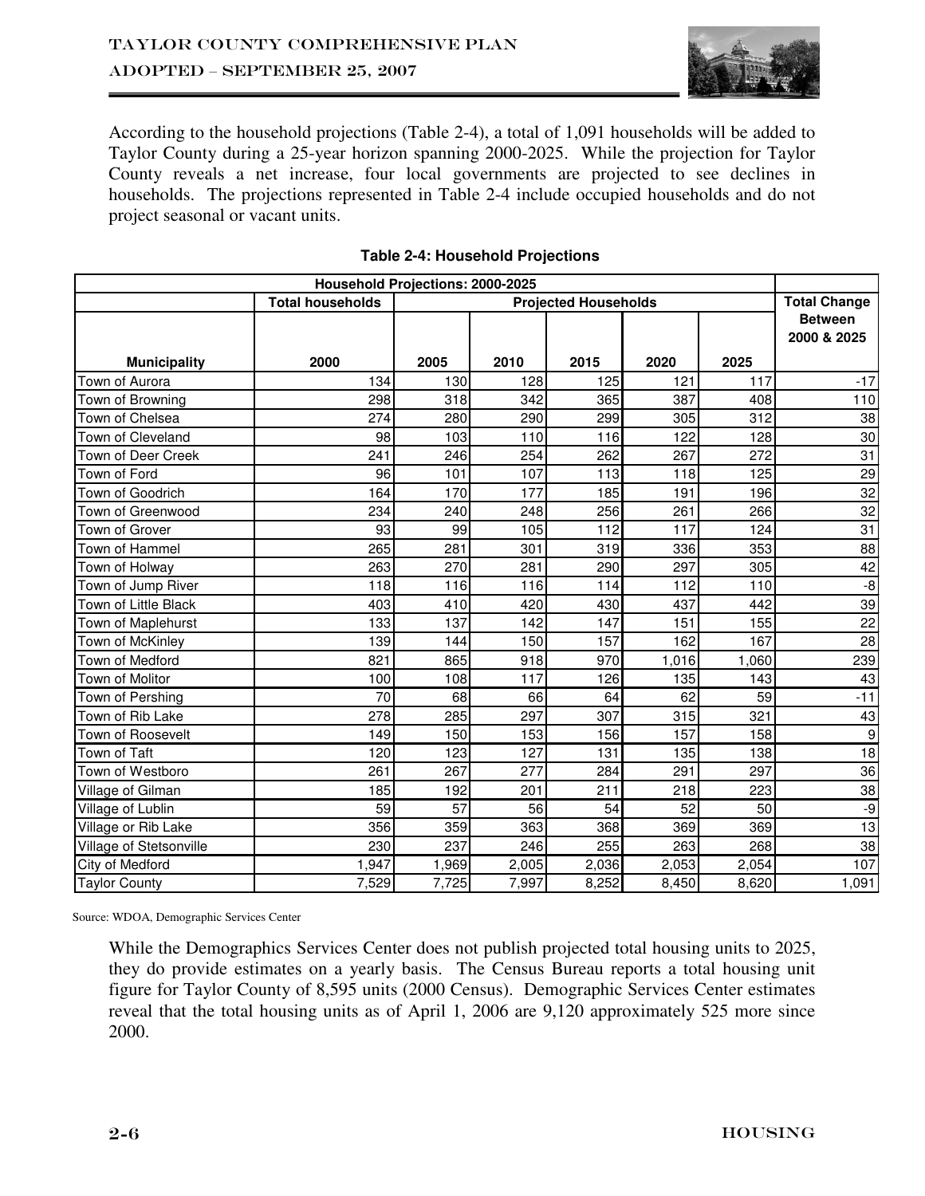According to the household projections (Table 2-4), a total of 1,091 households will be added to Taylor County during a 25-year horizon spanning 2000-2025. While the projection for Taylor County reveals a net increase, four local governments are projected to see declines in households. The projections represented in Table 2-4 include occupied households and do not project seasonal or vacant units.

**Table 2-4: Household Projections**

| Household Projections: 2000-2025 | | | | | | | |
|---|---|---|---|---|---|---|---|
| | Total households | Projected Households | | | | | Total Change Between 2000 & 2025 |
| Municipality | 2000 | 2005 | 2010 | 2015 | 2020 | 2025 | |
| Town of Aurora | 134 | 130 | 128 | 125 | 121 | 117 | -17 |
| Town of Browning | 298 | 318 | 342 | 365 | 387 | 408 | 110 |
| Town of Chelsea | 274 | 280 | 290 | 299 | 305 | 312 | 38 |
| Town of Cleveland | 98 | 103 | 110 | 116 | 122 | 128 | 30 |
| Town of Deer Creek | 241 | 246 | 254 | 262 | 267 | 272 | 31 |
| Town of Ford | 96 | 101 | 107 | 113 | 118 | 125 | 29 |
| Town of Goodrich | 164 | 170 | 177 | 185 | 191 | 196 | 32 |
| Town of Greenwood | 234 | 240 | 248 | 256 | 261 | 266 | 32 |
| Town of Grover | 93 | 99 | 105 | 112 | 117 | 124 | 31 |
| Town of Hammel | 265 | 281 | 301 | 319 | 336 | 353 | 88 |
| Town of Holway | 263 | 270 | 281 | 290 | 297 | 305 | 42 |
| Town of Jump River | 118 | 116 | 116 | 114 | 112 | 110 | -8 |
| Town of Little Black | 403 | 410 | 420 | 430 | 437 | 442 | 39 |
| Town of Maplehurst | 133 | 137 | 142 | 147 | 151 | 155 | 22 |
| Town of McKinley | 139 | 144 | 150 | 157 | 162 | 167 | 28 |
| Town of Medford | 821 | 865 | 918 | 970 | 1,016 | 1,060 | 239 |
| Town of Molitor | 100 | 108 | 117 | 126 | 135 | 143 | 43 |
| Town of Pershing | 70 | 68 | 66 | 64 | 62 | 59 | -11 |
| Town of Rib Lake | 278 | 285 | 297 | 307 | 315 | 321 | 43 |
| Town of Roosevelt | 149 | 150 | 153 | 156 | 157 | 158 | 9 |
| Town of Taft | 120 | 123 | 127 | 131 | 135 | 138 | 18 |
| Town of Westboro | 261 | 267 | 277 | 284 | 291 | 297 | 36 |
| Village of Gilman | 185 | 192 | 201 | 211 | 218 | 223 | 38 |
| Village of Lublin | 59 | 57 | 56 | 54 | 52 | 50 | -9 |
| Village or Rib Lake | 356 | 359 | 363 | 368 | 369 | 369 | 13 |
| Village of Stetsonville | 230 | 237 | 246 | 255 | 263 | 268 | 38 |
| City of Medford | 1,947 | 1,969 | 2,005 | 2,036 | 2,053 | 2,054 | 107 |
| Taylor County | 7,529 | 7,725 | 7,997 | 8,252 | 8,450 | 8,620 | 1,091 |

Source: WDOA, Demographic Services Center

While the Demographics Services Center does not publish projected total housing units to 2025, they do provide estimates on a yearly basis. The Census Bureau reports a total housing unit figure for Taylor County of 8,595 units (2000 Census). Demographic Services Center estimates reveal that the total housing units as of April 1, 2006 are 9,120 approximately 525 more since 2000.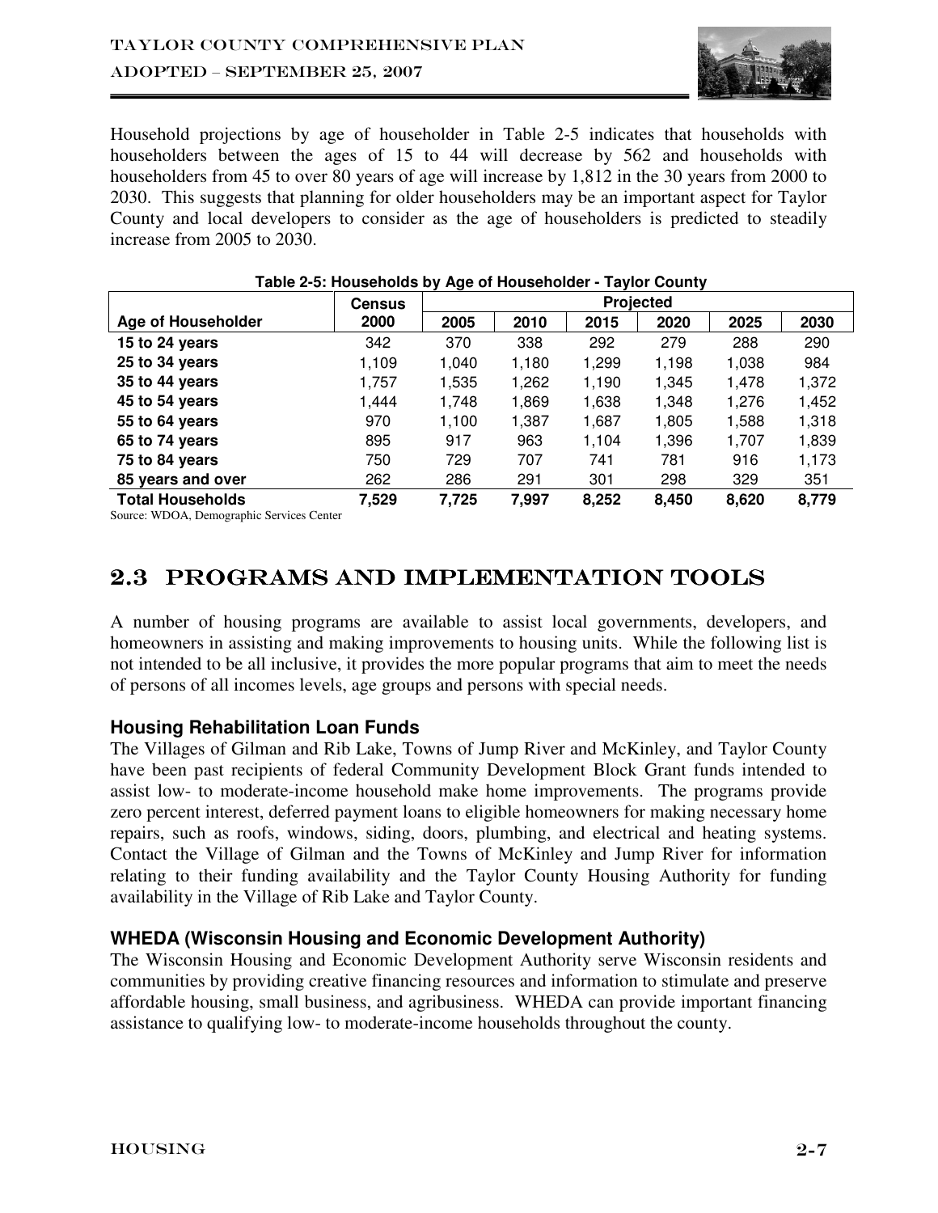Household projections by age of householder in Table 2-5 indicates that households with householders between the ages of 15 to 44 will decrease by 562 and households with householders from 45 to over 80 years of age will increase by 1,812 in the 30 years from 2000 to 2030. This suggests that planning for older householders may be an important aspect for Taylor County and local developers to consider as the age of householders is predicted to steadily increase from 2005 to 2030.

**Table 2-5: Households by Age of Householder - Taylor County**

| | Census | Projected | | | | | |
|---|---|---|---|---|---|---|---|
| **Age of Householder** | **2000** | **2005** | **2010** | **2015** | **2020** | **2025** | **2030** |
| **15 to 24 years** | 342 | 370 | 338 | 292 | 279 | 288 | 290 |
| **25 to 34 years** | 1,109 | 1,040 | 1,180 | 1,299 | 1,198 | 1,038 | 984 |
| **35 to 44 years** | 1,757 | 1,535 | 1,262 | 1,190 | 1,345 | 1,478 | 1,372 |
| **45 to 54 years** | 1,444 | 1,748 | 1,869 | 1,638 | 1,348 | 1,276 | 1,452 |
| **55 to 64 years** | 970 | 1,100 | 1,387 | 1,687 | 1,805 | 1,588 | 1,318 |
| **65 to 74 years** | 895 | 917 | 963 | 1,104 | 1,396 | 1,707 | 1,839 |
| **75 to 84 years** | 750 | 729 | 707 | 741 | 781 | 916 | 1,173 |
| **85 years and over** | 262 | 286 | 291 | 301 | 298 | 329 | 351 |
| **Total Households** | **7,529** | **7,725** | **7,997** | **8,252** | **8,450** | **8,620** | **8,779** |

Source: WDOA, Demographic Services Center

## 2.3 PROGRAMS AND IMPLEMENTATION TOOLS

A number of housing programs are available to assist local governments, developers, and homeowners in assisting and making improvements to housing units. While the following list is not intended to be all inclusive, it provides the more popular programs that aim to meet the needs of persons of all incomes levels, age groups and persons with special needs.

### Housing Rehabilitation Loan Funds

The Villages of Gilman and Rib Lake, Towns of Jump River and McKinley, and Taylor County have been past recipients of federal Community Development Block Grant funds intended to assist low- to moderate-income household make home improvements. The programs provide zero percent interest, deferred payment loans to eligible homeowners for making necessary home repairs, such as roofs, windows, siding, doors, plumbing, and electrical and heating systems. Contact the Village of Gilman and the Towns of McKinley and Jump River for information relating to their funding availability and the Taylor County Housing Authority for funding availability in the Village of Rib Lake and Taylor County.

### WHEDA (Wisconsin Housing and Economic Development Authority)

The Wisconsin Housing and Economic Development Authority serve Wisconsin residents and communities by providing creative financing resources and information to stimulate and preserve affordable housing, small business, and agribusiness. WHEDA can provide important financing assistance to qualifying low- to moderate-income households throughout the county.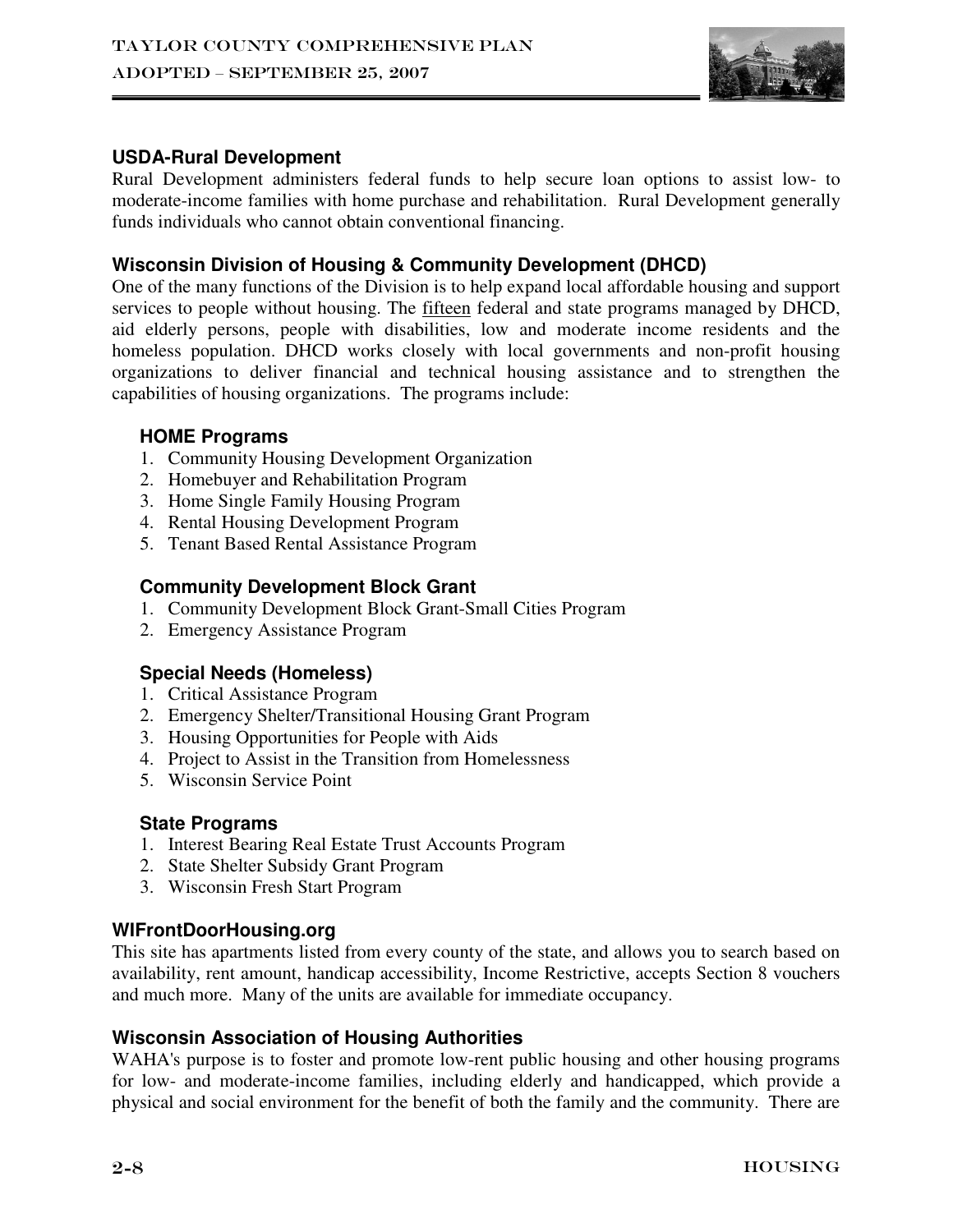### USDA-Rural Development

Rural Development administers federal funds to help secure loan options to assist low- to moderate-income families with home purchase and rehabilitation. Rural Development generally funds individuals who cannot obtain conventional financing.

### Wisconsin Division of Housing & Community Development (DHCD)

One of the many functions of the Division is to help expand local affordable housing and support services to people without housing. The <u>fifteen</u> federal and state programs managed by DHCD, aid elderly persons, people with disabilities, low and moderate income residents and the homeless population. DHCD works closely with local governments and non-profit housing organizations to deliver financial and technical housing assistance and to strengthen the capabilities of housing organizations. The programs include:

#### HOME Programs

1. Community Housing Development Organization
2. Homebuyer and Rehabilitation Program
3. Home Single Family Housing Program
4. Rental Housing Development Program
5. Tenant Based Rental Assistance Program

#### Community Development Block Grant

1. Community Development Block Grant-Small Cities Program
2. Emergency Assistance Program

#### Special Needs (Homeless)

1. Critical Assistance Program
2. Emergency Shelter/Transitional Housing Grant Program
3. Housing Opportunities for People with Aids
4. Project to Assist in the Transition from Homelessness
5. Wisconsin Service Point

#### State Programs

1. Interest Bearing Real Estate Trust Accounts Program
2. State Shelter Subsidy Grant Program
3. Wisconsin Fresh Start Program

### WIFrontDoorHousing.org

This site has apartments listed from every county of the state, and allows you to search based on availability, rent amount, handicap accessibility, Income Restrictive, accepts Section 8 vouchers and much more. Many of the units are available for immediate occupancy.

### Wisconsin Association of Housing Authorities

WAHA's purpose is to foster and promote low-rent public housing and other housing programs for low- and moderate-income families, including elderly and handicapped, which provide a physical and social environment for the benefit of both the family and the community. There are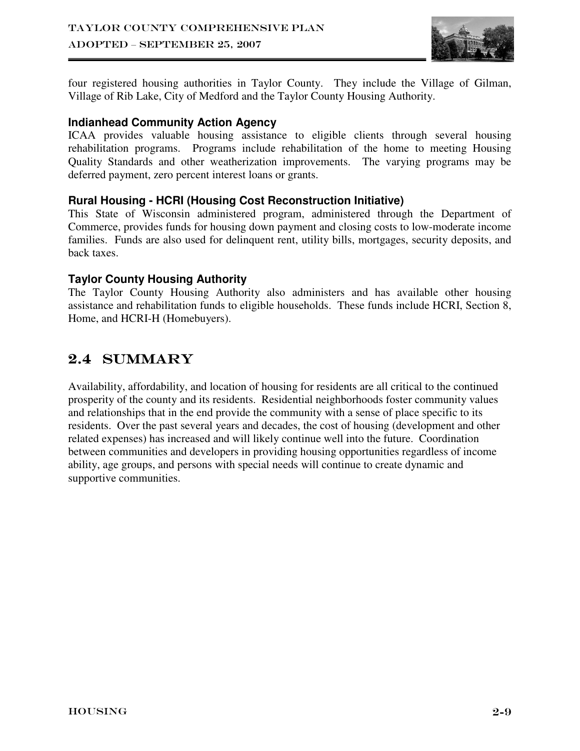four registered housing authorities in Taylor County. They include the Village of Gilman, Village of Rib Lake, City of Medford and the Taylor County Housing Authority.

### Indianhead Community Action Agency

ICAA provides valuable housing assistance to eligible clients through several housing rehabilitation programs. Programs include rehabilitation of the home to meeting Housing Quality Standards and other weatherization improvements. The varying programs may be deferred payment, zero percent interest loans or grants.

### Rural Housing - HCRI (Housing Cost Reconstruction Initiative)

This State of Wisconsin administered program, administered through the Department of Commerce, provides funds for housing down payment and closing costs to low-moderate income families. Funds are also used for delinquent rent, utility bills, mortgages, security deposits, and back taxes.

### Taylor County Housing Authority

The Taylor County Housing Authority also administers and has available other housing assistance and rehabilitation funds to eligible households. These funds include HCRI, Section 8, Home, and HCRI-H (Homebuyers).

## 2.4 SUMMARY

Availability, affordability, and location of housing for residents are all critical to the continued prosperity of the county and its residents. Residential neighborhoods foster community values and relationships that in the end provide the community with a sense of place specific to its residents. Over the past several years and decades, the cost of housing (development and other related expenses) has increased and will likely continue well into the future. Coordination between communities and developers in providing housing opportunities regardless of income ability, age groups, and persons with special needs will continue to create dynamic and supportive communities.